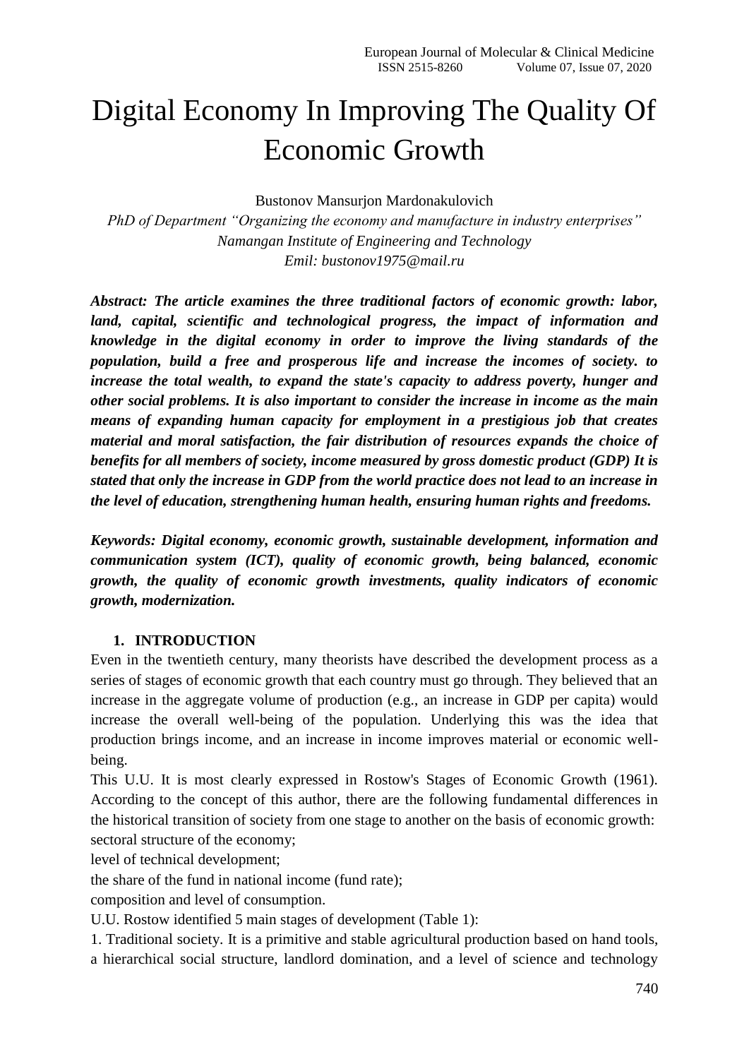# Digital Economy In Improving The Quality Of Economic Growth

Bustonov Mansurjon Mardonakulovich

*PhD of Department "Organizing the economy and manufacture in industry enterprises"*
*Namangan Institute of Engineering and Technology*
*Emil: bustonov1975@mail.ru*

***Abstract: The article examines the three traditional factors of economic growth: labor, land, capital, scientific and technological progress, the impact of information and knowledge in the digital economy in order to improve the living standards of the population, build a free and prosperous life and increase the incomes of society. to increase the total wealth, to expand the state's capacity to address poverty, hunger and other social problems. It is also important to consider the increase in income as the main means of expanding human capacity for employment in a prestigious job that creates material and moral satisfaction, the fair distribution of resources expands the choice of benefits for all members of society, income measured by gross domestic product (GDP) It is stated that only the increase in GDP from the world practice does not lead to an increase in the level of education, strengthening human health, ensuring human rights and freedoms.***

***Keywords: Digital economy, economic growth, sustainable development, information and communication system (ICT), quality of economic growth, being balanced, economic growth, the quality of economic growth investments, quality indicators of economic growth, modernization.***

## 1. INTRODUCTION

Even in the twentieth century, many theorists have described the development process as a series of stages of economic growth that each country must go through. They believed that an increase in the aggregate volume of production (e.g., an increase in GDP per capita) would increase the overall well-being of the population. Underlying this was the idea that production brings income, and an increase in income improves material or economic well-being.

This U.U. It is most clearly expressed in Rostow's Stages of Economic Growth (1961). According to the concept of this author, there are the following fundamental differences in the historical transition of society from one stage to another on the basis of economic growth:

sectoral structure of the economy;

level of technical development;

the share of the fund in national income (fund rate);

composition and level of consumption.

U.U. Rostow identified 5 main stages of development (Table 1):

1. Traditional society. It is a primitive and stable agricultural production based on hand tools, a hierarchical social structure, landlord domination, and a level of science and technology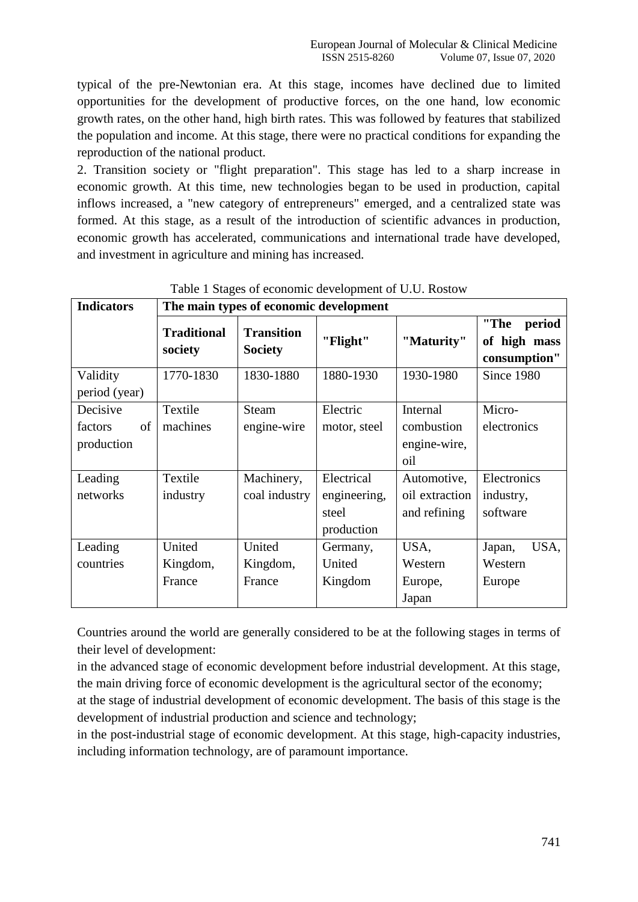typical of the pre-Newtonian era. At this stage, incomes have declined due to limited opportunities for the development of productive forces, on the one hand, low economic growth rates, on the other hand, high birth rates. This was followed by features that stabilized the population and income. At this stage, there were no practical conditions for expanding the reproduction of the national product.

2. Transition society or "flight preparation". This stage has led to a sharp increase in economic growth. At this time, new technologies began to be used in production, capital inflows increased, a "new category of entrepreneurs" emerged, and a centralized state was formed. At this stage, as a result of the introduction of scientific advances in production, economic growth has accelerated, communications and international trade have developed, and investment in agriculture and mining has increased.

Table 1 Stages of economic development of U.U. Rostow

| **Indicators** | **The main types of economic development** | | | | |
|---|---|---|---|---|---|
| | **Traditional society** | **Transition Society** | **"Flight"** | **"Maturity"** | **"The period of high mass consumption"** |
| Validity period (year) | 1770-1830 | 1830-1880 | 1880-1930 | 1930-1980 | Since 1980 |
| Decisive factors of production | Textile machines | Steam engine-wire | Electric motor, steel | Internal combustion engine-wire, oil | Micro-electronics |
| Leading networks | Textile industry | Machinery, coal industry | Electrical engineering, steel production | Automotive, oil extraction and refining | Electronics industry, software |
| Leading countries | United Kingdom, France | United Kingdom, France | Germany, United Kingdom | USA, Western Europe, Japan | Japan, USA, Western Europe |

Countries around the world are generally considered to be at the following stages in terms of their level of development:

in the advanced stage of economic development before industrial development. At this stage, the main driving force of economic development is the agricultural sector of the economy;

at the stage of industrial development of economic development. The basis of this stage is the development of industrial production and science and technology;

in the post-industrial stage of economic development. At this stage, high-capacity industries, including information technology, are of paramount importance.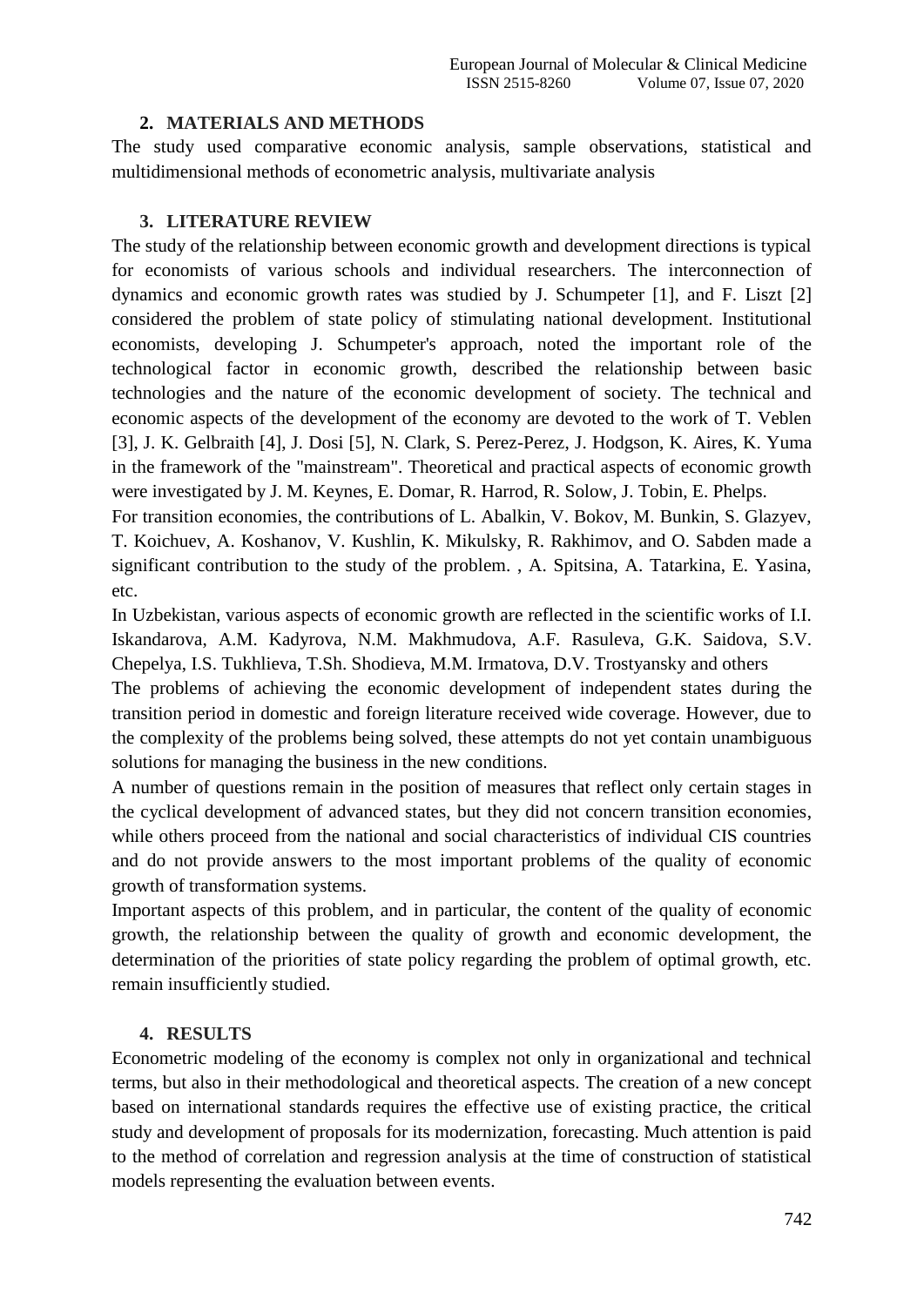## 2. MATERIALS AND METHODS

The study used comparative economic analysis, sample observations, statistical and multidimensional methods of econometric analysis, multivariate analysis

## 3. LITERATURE REVIEW

The study of the relationship between economic growth and development directions is typical for economists of various schools and individual researchers. The interconnection of dynamics and economic growth rates was studied by J. Schumpeter [1], and F. Liszt [2] considered the problem of state policy of stimulating national development. Institutional economists, developing J. Schumpeter's approach, noted the important role of the technological factor in economic growth, described the relationship between basic technologies and the nature of the economic development of society. The technical and economic aspects of the development of the economy are devoted to the work of T. Veblen [3], J. K. Gelbraith [4], J. Dosi [5], N. Clark, S. Perez-Perez, J. Hodgson, K. Aires, K. Yuma in the framework of the "mainstream". Theoretical and practical aspects of economic growth were investigated by J. M. Keynes, E. Domar, R. Harrod, R. Solow, J. Tobin, E. Phelps.

For transition economies, the contributions of L. Abalkin, V. Bokov, M. Bunkin, S. Glazyev, T. Koichuev, A. Koshanov, V. Kushlin, K. Mikulsky, R. Rakhimov, and O. Sabden made a significant contribution to the study of the problem. , A. Spitsina, A. Tatarkina, E. Yasina, etc.

In Uzbekistan, various aspects of economic growth are reflected in the scientific works of I.I. Iskandarova, A.M. Kadyrova, N.M. Makhmudova, A.F. Rasuleva, G.K. Saidova, S.V. Chepelya, I.S. Tukhlieva, T.Sh. Shodieva, M.M. Irmatova, D.V. Trostyansky and others

The problems of achieving the economic development of independent states during the transition period in domestic and foreign literature received wide coverage. However, due to the complexity of the problems being solved, these attempts do not yet contain unambiguous solutions for managing the business in the new conditions.

A number of questions remain in the position of measures that reflect only certain stages in the cyclical development of advanced states, but they did not concern transition economies, while others proceed from the national and social characteristics of individual CIS countries and do not provide answers to the most important problems of the quality of economic growth of transformation systems.

Important aspects of this problem, and in particular, the content of the quality of economic growth, the relationship between the quality of growth and economic development, the determination of the priorities of state policy regarding the problem of optimal growth, etc. remain insufficiently studied.

## 4. RESULTS

Econometric modeling of the economy is complex not only in organizational and technical terms, but also in their methodological and theoretical aspects. The creation of a new concept based on international standards requires the effective use of existing practice, the critical study and development of proposals for its modernization, forecasting. Much attention is paid to the method of correlation and regression analysis at the time of construction of statistical models representing the evaluation between events.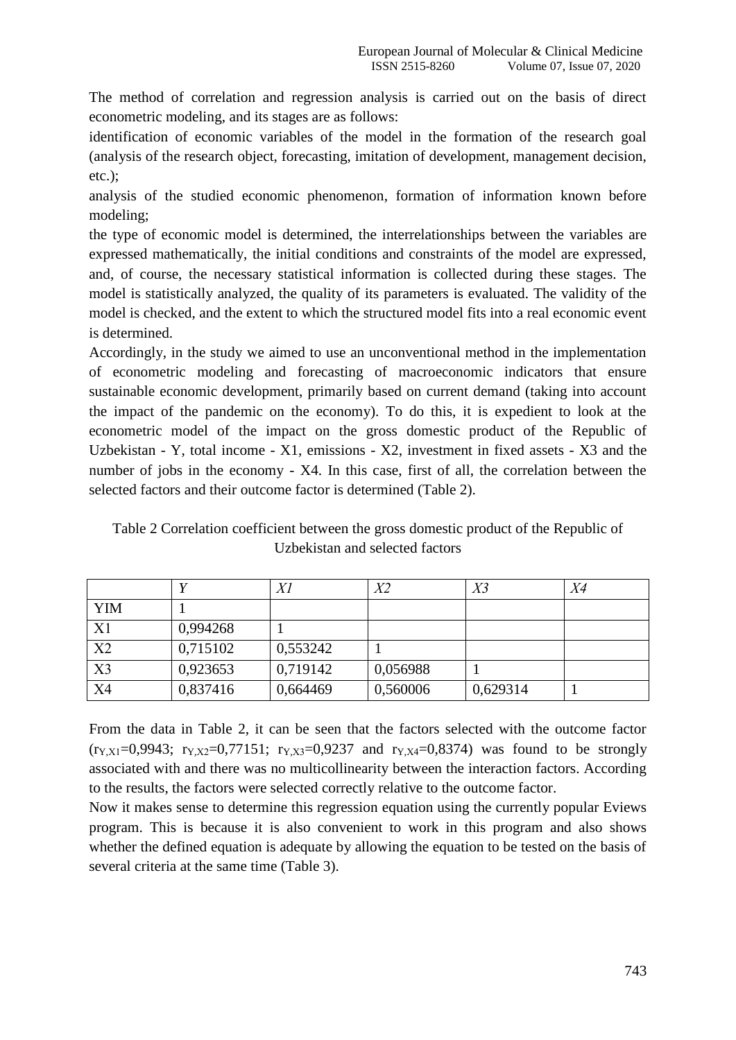The method of correlation and regression analysis is carried out on the basis of direct econometric modeling, and its stages are as follows:

identification of economic variables of the model in the formation of the research goal (analysis of the research object, forecasting, imitation of development, management decision, etc.);

analysis of the studied economic phenomenon, formation of information known before modeling;

the type of economic model is determined, the interrelationships between the variables are expressed mathematically, the initial conditions and constraints of the model are expressed, and, of course, the necessary statistical information is collected during these stages. The model is statistically analyzed, the quality of its parameters is evaluated. The validity of the model is checked, and the extent to which the structured model fits into a real economic event is determined.

Accordingly, in the study we aimed to use an unconventional method in the implementation of econometric modeling and forecasting of macroeconomic indicators that ensure sustainable economic development, primarily based on current demand (taking into account the impact of the pandemic on the economy). To do this, it is expedient to look at the econometric model of the impact on the gross domestic product of the Republic of Uzbekistan - Y, total income - X1, emissions - X2, investment in fixed assets - X3 and the number of jobs in the economy - X4. In this case, first of all, the correlation between the selected factors and their outcome factor is determined (Table 2).

Table 2 Correlation coefficient between the gross domestic product of the Republic of Uzbekistan and selected factors

| | *Y* | *X1* | *X2* | *X3* | *X4* |
|---|---|---|---|---|---|
| YIM | 1 | | | | |
| X1 | 0,994268 | 1 | | | |
| X2 | 0,715102 | 0,553242 | 1 | | |
| X3 | 0,923653 | 0,719142 | 0,056988 | 1 | |
| X4 | 0,837416 | 0,664469 | 0,560006 | 0,629314 | 1 |

From the data in Table 2, it can be seen that the factors selected with the outcome factor ($r_{Y,X1}$=0,9943; $r_{Y,X2}$=0,77151; $r_{Y,X3}$=0,9237 and $r_{Y,X4}$=0,8374) was found to be strongly associated with and there was no multicollinearity between the interaction factors. According to the results, the factors were selected correctly relative to the outcome factor.

Now it makes sense to determine this regression equation using the currently popular Eviews program. This is because it is also convenient to work in this program and also shows whether the defined equation is adequate by allowing the equation to be tested on the basis of several criteria at the same time (Table 3).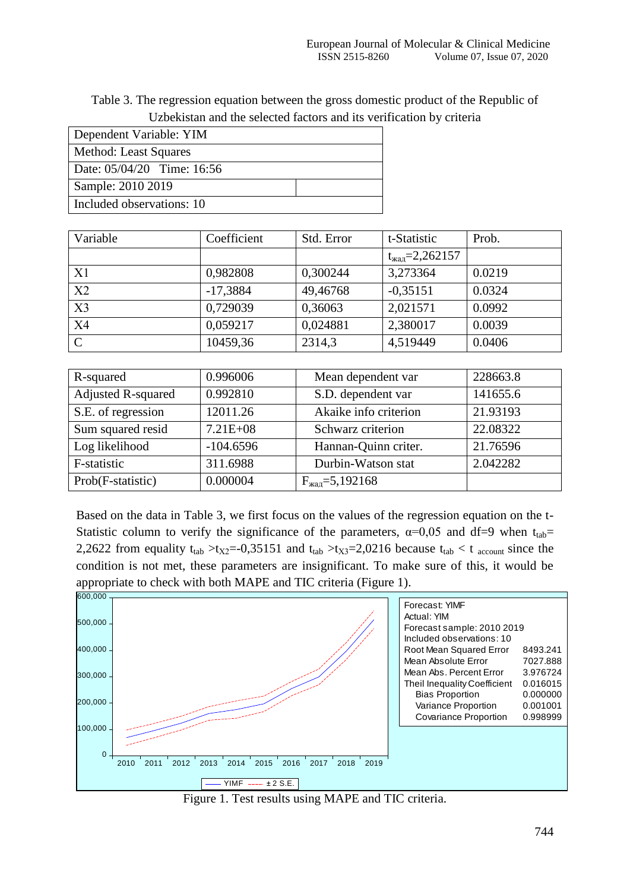Table 3. The regression equation between the gross domestic product of the Republic of Uzbekistan and the selected factors and its verification by criteria

| Dependent Variable: YIM | |
|---|---|
| Method: Least Squares | |
| Date: 05/04/20 Time: 16:56 | |
| Sample: 2010 2019 | |
| Included observations: 10 | |

| Variable | Coefficient | Std. Error | t-Statistic | Prob. |
|---|---|---|---|---|
| | | | $t_{жад}$=2,262157 | |
| X1 | 0,982808 | 0,300244 | 3,273364 | 0.0219 |
| X2 | -17,3884 | 49,46768 | -0,35151 | 0.0324 |
| X3 | 0,729039 | 0,36063 | 2,021571 | 0.0992 |
| X4 | 0,059217 | 0,024881 | 2,380017 | 0.0039 |
| C | 10459,36 | 2314,3 | 4,519449 | 0.0406 |

| | | | |
|---|---|---|---|
| R-squared | 0.996006 | Mean dependent var | 228663.8 |
| Adjusted R-squared | 0.992810 | S.D. dependent var | 141655.6 |
| S.E. of regression | 12011.26 | Akaike info criterion | 21.93193 |
| Sum squared resid | 7.21E+08 | Schwarz criterion | 22.08322 |
| Log likelihood | -104.6596 | Hannan-Quinn criter. | 21.76596 |
| F-statistic | 311.6988 | Durbin-Watson stat | 2.042282 |
| Prob(F-statistic) | 0.000004 | $F_{жад}$=5,192168 | |

Based on the data in Table 3, we first focus on the values of the regression equation on the t-Statistic column to verify the significance of the parameters, $\alpha$=0,05 and df=9 when $t_{tab}$= 2,2622 from equality $t_{tab} > t_{X2}$=-0,35151 and $t_{tab} > t_{X3}$=2,0216 because $t_{tab} < t_{account}$ since the condition is not met, these parameters are insignificant. To make sure of this, it would be appropriate to check with both MAPE and TIC criteria (Figure 1).

| Forecast: YIMF | |
|---|---|
| Actual: YIM | |
| Forecast sample: 2010 2019 | |
| Included observations: 10 | |
| Root Mean Squared Error | 8493.241 |
| Mean Absolute Error | 7027.888 |
| Mean Abs. Percent Error | 3.976724 |
| Theil Inequality Coefficient | 0.016015 |
| Bias Proportion | 0.000000 |
| Variance Proportion | 0.001001 |
| Covariance Proportion | 0.998999 |

Figure 1. Test results using MAPE and TIC criteria.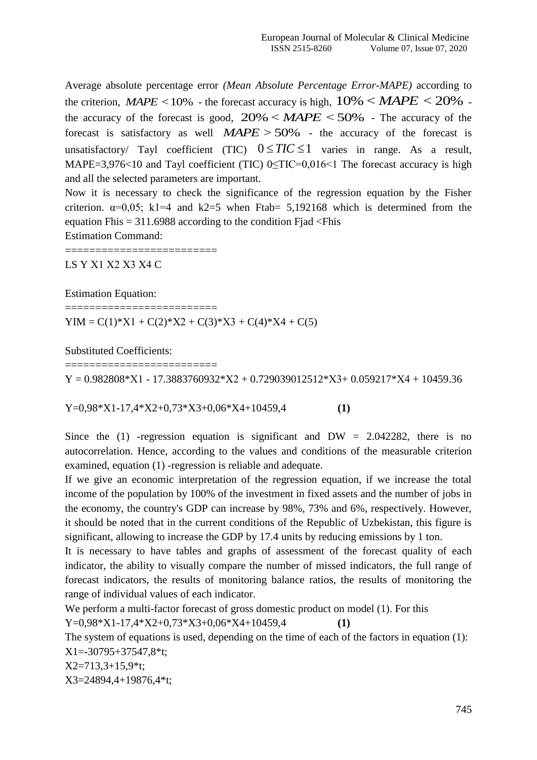Average absolute percentage error *(Mean Absolute Percentage Error-MAPE)* according to the criterion, $MAPE < 10\%$ - the forecast accuracy is high, $10\% < MAPE < 20\%$ - the accuracy of the forecast is good, $20\% < MAPE < 50\%$ - The accuracy of the forecast is satisfactory as well $MAPE > 50\%$ - the accuracy of the forecast is unsatisfactory/ Tayl coefficient (TIC) $0 \le TIC \le 1$ varies in range. As a result, MAPE=3,976<10 and Tayl coefficient (TIC) 0≤TIC=0,016<1 The forecast accuracy is high and all the selected parameters are important.

Now it is necessary to check the significance of the regression equation by the Fisher criterion. α=0,05; k1=4 and k2=5 when Ftab= 5,192168 which is determined from the equation Fhis = 311.6988 according to the condition Fjad <Fhis

Estimation Command:

```
=========================
LS Y X1 X2 X3 X4 C
```

Estimation Equation:

```
=========================
YIM = C(1)*X1 + C(2)*X2 + C(3)*X3 + C(4)*X4 + C(5)
```

Substituted Coefficients:

```
=========================
Y = 0.982808*X1 - 17.3883760932*X2 + 0.729039012512*X3+ 0.059217*X4 + 10459.36
```

Y=0,98\*X1-17,4\*X2+0,73\*X3+0,06\*X4+10459,4 **(1)**

Since the (1) -regression equation is significant and DW = 2.042282, there is no autocorrelation. Hence, according to the values and conditions of the measurable criterion examined, equation (1) -regression is reliable and adequate.

If we give an economic interpretation of the regression equation, if we increase the total income of the population by 100% of the investment in fixed assets and the number of jobs in the economy, the country's GDP can increase by 98%, 73% and 6%, respectively. However, it should be noted that in the current conditions of the Republic of Uzbekistan, this figure is significant, allowing to increase the GDP by 17.4 units by reducing emissions by 1 ton.

It is necessary to have tables and graphs of assessment of the forecast quality of each indicator, the ability to visually compare the number of missed indicators, the full range of forecast indicators, the results of monitoring balance ratios, the results of monitoring the range of individual values of each indicator.

We perform a multi-factor forecast of gross domestic product on model (1). For this

Y=0,98\*X1-17,4\*X2+0,73\*X3+0,06\*X4+10459,4 **(1)**

The system of equations is used, depending on the time of each of the factors in equation (1):

X1=-30795+37547,8\*t;

X2=713,3+15,9\*t;

X3=24894,4+19876,4\*t;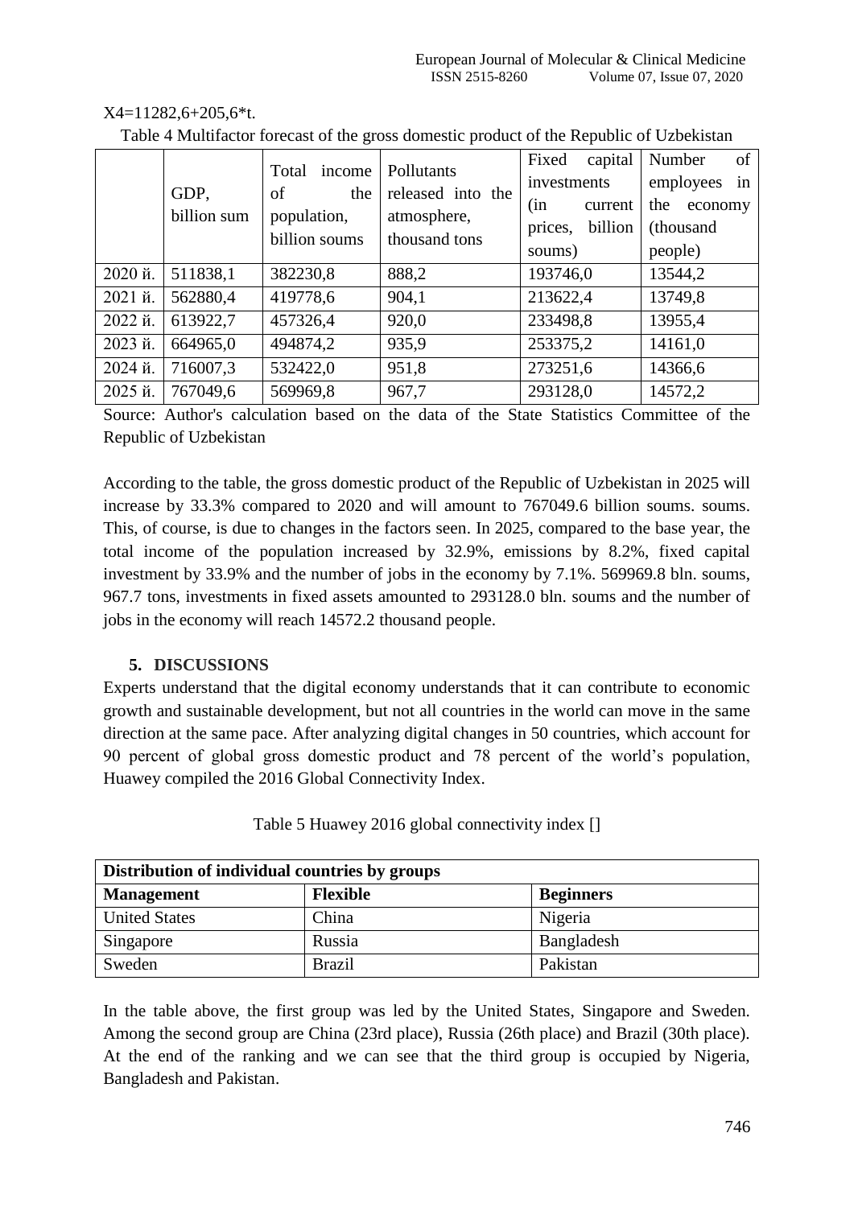$X4=11282,6+205,6*t$.

Table 4 Multifactor forecast of the gross domestic product of the Republic of Uzbekistan

| | GDP, billion sum | Total income of the population, billion soums | Pollutants released into the atmosphere, thousand tons | Fixed capital investments (in current prices, billion soums) | Number of employees in the economy (thousand people) |
|---|---|---|---|---|---|
| 2020 й. | 511838,1 | 382230,8 | 888,2 | 193746,0 | 13544,2 |
| 2021 й. | 562880,4 | 419778,6 | 904,1 | 213622,4 | 13749,8 |
| 2022 й. | 613922,7 | 457326,4 | 920,0 | 233498,8 | 13955,4 |
| 2023 й. | 664965,0 | 494874,2 | 935,9 | 253375,2 | 14161,0 |
| 2024 й. | 716007,3 | 532422,0 | 951,8 | 273251,6 | 14366,6 |
| 2025 й. | 767049,6 | 569969,8 | 967,7 | 293128,0 | 14572,2 |

Source: Author's calculation based on the data of the State Statistics Committee of the Republic of Uzbekistan

According to the table, the gross domestic product of the Republic of Uzbekistan in 2025 will increase by 33.3% compared to 2020 and will amount to 767049.6 billion soums. soums. This, of course, is due to changes in the factors seen. In 2025, compared to the base year, the total income of the population increased by 32.9%, emissions by 8.2%, fixed capital investment by 33.9% and the number of jobs in the economy by 7.1%. 569969.8 bln. soums, 967.7 tons, investments in fixed assets amounted to 293128.0 bln. soums and the number of jobs in the economy will reach 14572.2 thousand people.

## 5. DISCUSSIONS

Experts understand that the digital economy understands that it can contribute to economic growth and sustainable development, but not all countries in the world can move in the same direction at the same pace. After analyzing digital changes in 50 countries, which account for 90 percent of global gross domestic product and 78 percent of the world's population, Huawey compiled the 2016 Global Connectivity Index.

Table 5 Huawey 2016 global connectivity index []

| **Distribution of individual countries by groups** | | |
|---|---|---|
| **Management** | **Flexible** | **Beginners** |
| United States | China | Nigeria |
| Singapore | Russia | Bangladesh |
| Sweden | Brazil | Pakistan |

In the table above, the first group was led by the United States, Singapore and Sweden. Among the second group are China (23rd place), Russia (26th place) and Brazil (30th place). At the end of the ranking and we can see that the third group is occupied by Nigeria, Bangladesh and Pakistan.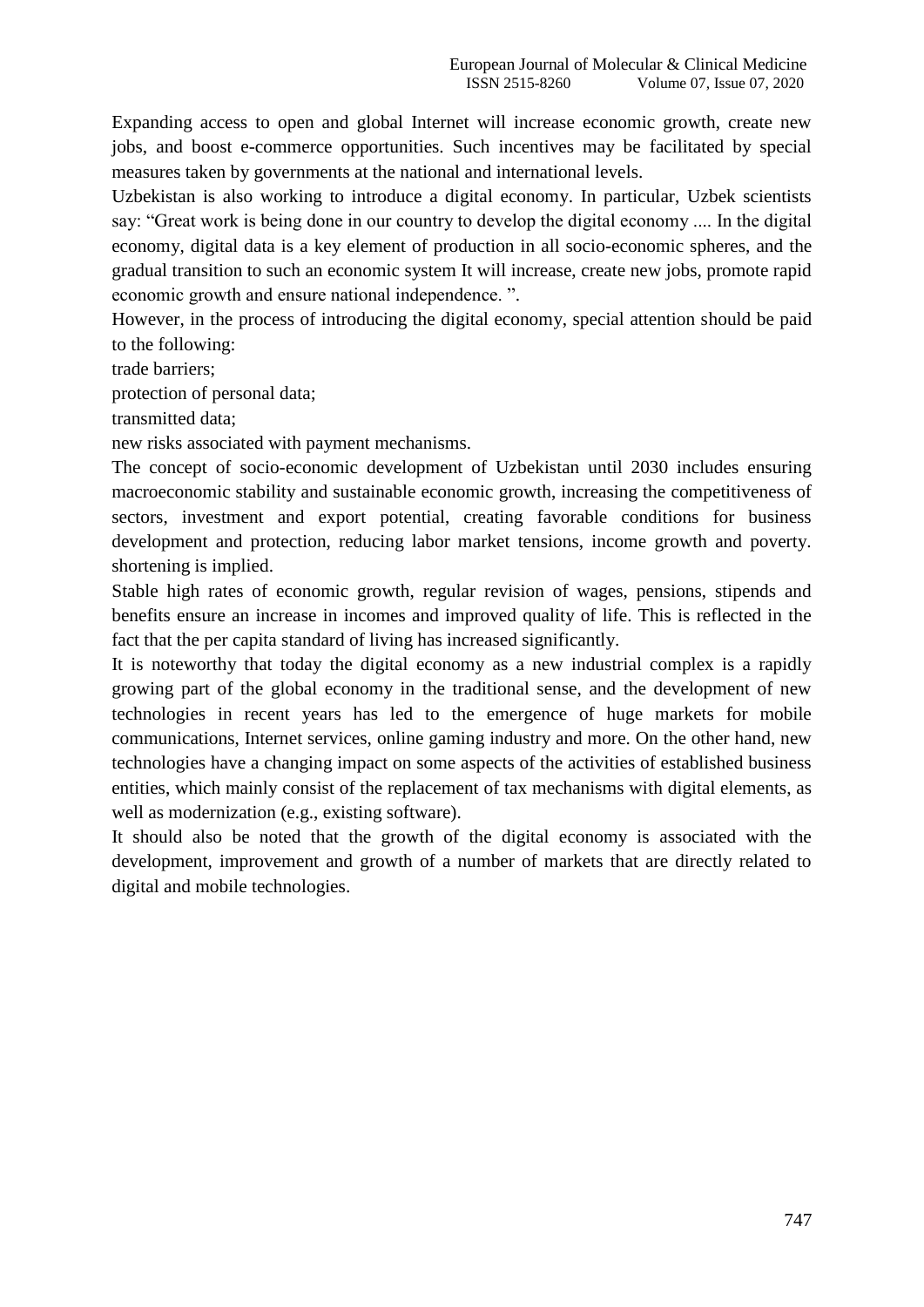Expanding access to open and global Internet will increase economic growth, create new jobs, and boost e-commerce opportunities. Such incentives may be facilitated by special measures taken by governments at the national and international levels.

Uzbekistan is also working to introduce a digital economy. In particular, Uzbek scientists say: "Great work is being done in our country to develop the digital economy .... In the digital economy, digital data is a key element of production in all socio-economic spheres, and the gradual transition to such an economic system It will increase, create new jobs, promote rapid economic growth and ensure national independence. ".

However, in the process of introducing the digital economy, special attention should be paid to the following:

trade barriers;

protection of personal data;

transmitted data;

new risks associated with payment mechanisms.

The concept of socio-economic development of Uzbekistan until 2030 includes ensuring macroeconomic stability and sustainable economic growth, increasing the competitiveness of sectors, investment and export potential, creating favorable conditions for business development and protection, reducing labor market tensions, income growth and poverty. shortening is implied.

Stable high rates of economic growth, regular revision of wages, pensions, stipends and benefits ensure an increase in incomes and improved quality of life. This is reflected in the fact that the per capita standard of living has increased significantly.

It is noteworthy that today the digital economy as a new industrial complex is a rapidly growing part of the global economy in the traditional sense, and the development of new technologies in recent years has led to the emergence of huge markets for mobile communications, Internet services, online gaming industry and more. On the other hand, new technologies have a changing impact on some aspects of the activities of established business entities, which mainly consist of the replacement of tax mechanisms with digital elements, as well as modernization (e.g., existing software).

It should also be noted that the growth of the digital economy is associated with the development, improvement and growth of a number of markets that are directly related to digital and mobile technologies.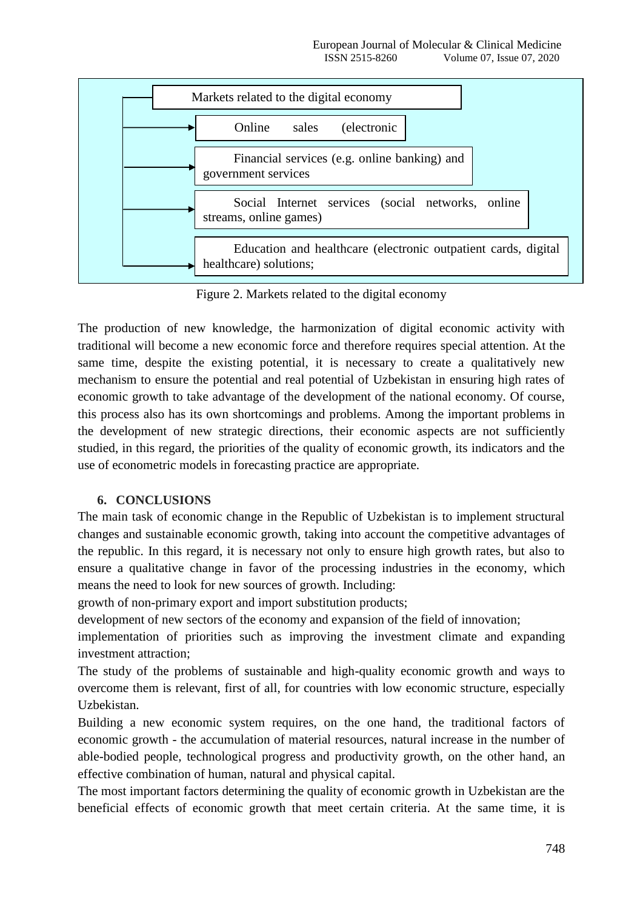Markets related to the digital economy

- Online sales (electronic
- Financial services (e.g. online banking) and government services
- Social Internet services (social networks, online streams, online games)
- Education and healthcare (electronic outpatient cards, digital healthcare) solutions;

Figure 2. Markets related to the digital economy

The production of new knowledge, the harmonization of digital economic activity with traditional will become a new economic force and therefore requires special attention. At the same time, despite the existing potential, it is necessary to create a qualitatively new mechanism to ensure the potential and real potential of Uzbekistan in ensuring high rates of economic growth to take advantage of the development of the national economy. Of course, this process also has its own shortcomings and problems. Among the important problems in the development of new strategic directions, their economic aspects are not sufficiently studied, in this regard, the priorities of the quality of economic growth, its indicators and the use of econometric models in forecasting practice are appropriate.

## 6. CONCLUSIONS

The main task of economic change in the Republic of Uzbekistan is to implement structural changes and sustainable economic growth, taking into account the competitive advantages of the republic. In this regard, it is necessary not only to ensure high growth rates, but also to ensure a qualitative change in favor of the processing industries in the economy, which means the need to look for new sources of growth. Including:

growth of non-primary export and import substitution products;

development of new sectors of the economy and expansion of the field of innovation;

implementation of priorities such as improving the investment climate and expanding investment attraction;

The study of the problems of sustainable and high-quality economic growth and ways to overcome them is relevant, first of all, for countries with low economic structure, especially Uzbekistan.

Building a new economic system requires, on the one hand, the traditional factors of economic growth - the accumulation of material resources, natural increase in the number of able-bodied people, technological progress and productivity growth, on the other hand, an effective combination of human, natural and physical capital.

The most important factors determining the quality of economic growth in Uzbekistan are the beneficial effects of economic growth that meet certain criteria. At the same time, it is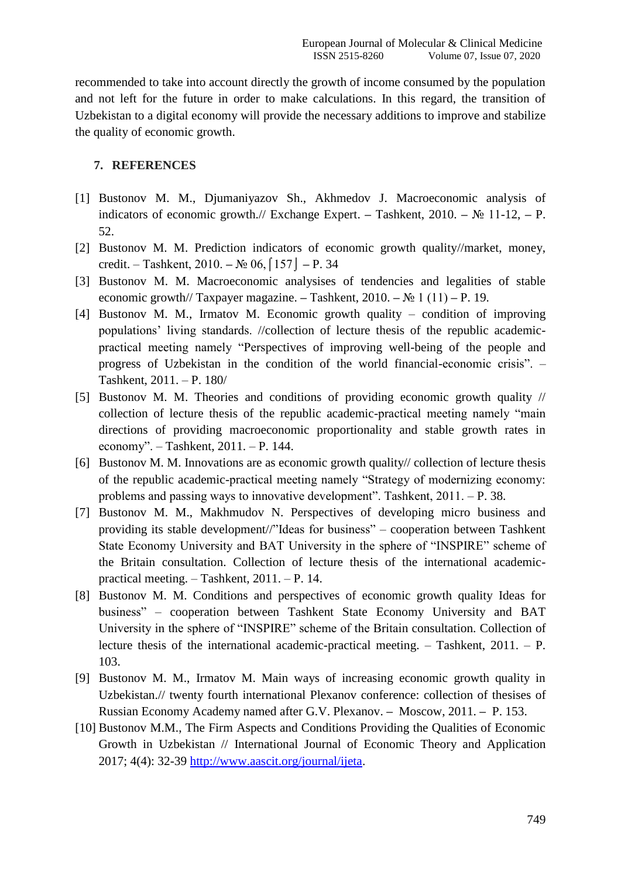recommended to take into account directly the growth of income consumed by the population and not left for the future in order to make calculations. In this regard, the transition of Uzbekistan to a digital economy will provide the necessary additions to improve and stabilize the quality of economic growth.

## 7. REFERENCES

[1] Bustonov M. M., Djumaniyazov Sh., Akhmedov J. Macroeconomic analysis of indicators of economic growth.// Exchange Expert. – Tashkent, 2010. – № 11-12, – P. 52.

[2] Bustonov M. M. Prediction indicators of economic growth quality//market, money, credit. – Tashkent, 2010. – № 06, ⌈157⌋ – P. 34

[3] Bustonov M. M. Macroeconomic analysises of tendencies and legalities of stable economic growth// Taxpayer magazine. – Tashkent, 2010. – № 1 (11) – P. 19.

[4] Bustonov M. M., Irmatov M. Economic growth quality – condition of improving populations' living standards. //collection of lecture thesis of the republic academic-practical meeting namely "Perspectives of improving well-being of the people and progress of Uzbekistan in the condition of the world financial-economic crisis". – Tashkent, 2011. – P. 180/

[5] Bustonov M. M. Theories and conditions of providing economic growth quality // collection of lecture thesis of the republic academic-practical meeting namely "main directions of providing macroeconomic proportionality and stable growth rates in economy". – Tashkent, 2011. – P. 144.

[6] Bustonov M. M. Innovations are as economic growth quality// collection of lecture thesis of the republic academic-practical meeting namely "Strategy of modernizing economy: problems and passing ways to innovative development". Tashkent, 2011. – P. 38.

[7] Bustonov M. M., Makhmudov N. Perspectives of developing micro business and providing its stable development//"Ideas for business" – cooperation between Tashkent State Economy University and BAT University in the sphere of "INSPIRE" scheme of the Britain consultation. Collection of lecture thesis of the international academic-practical meeting. – Tashkent, 2011. – P. 14.

[8] Bustonov M. M. Conditions and perspectives of economic growth quality Ideas for business" – cooperation between Tashkent State Economy University and BAT University in the sphere of "INSPIRE" scheme of the Britain consultation. Collection of lecture thesis of the international academic-practical meeting. – Tashkent, 2011. – P. 103.

[9] Bustonov M. M., Irmatov M. Main ways of increasing economic growth quality in Uzbekistan.// twenty fourth international Plexanov conference: collection of thesises of Russian Economy Academy named after G.V. Plexanov. – Moscow, 2011. – P. 153.

[10] Bustonov M.M., The Firm Aspects and Conditions Providing the Qualities of Economic Growth in Uzbekistan // International Journal of Economic Theory and Application 2017; 4(4): 32-39 http://www.aascit.org/journal/ijeta.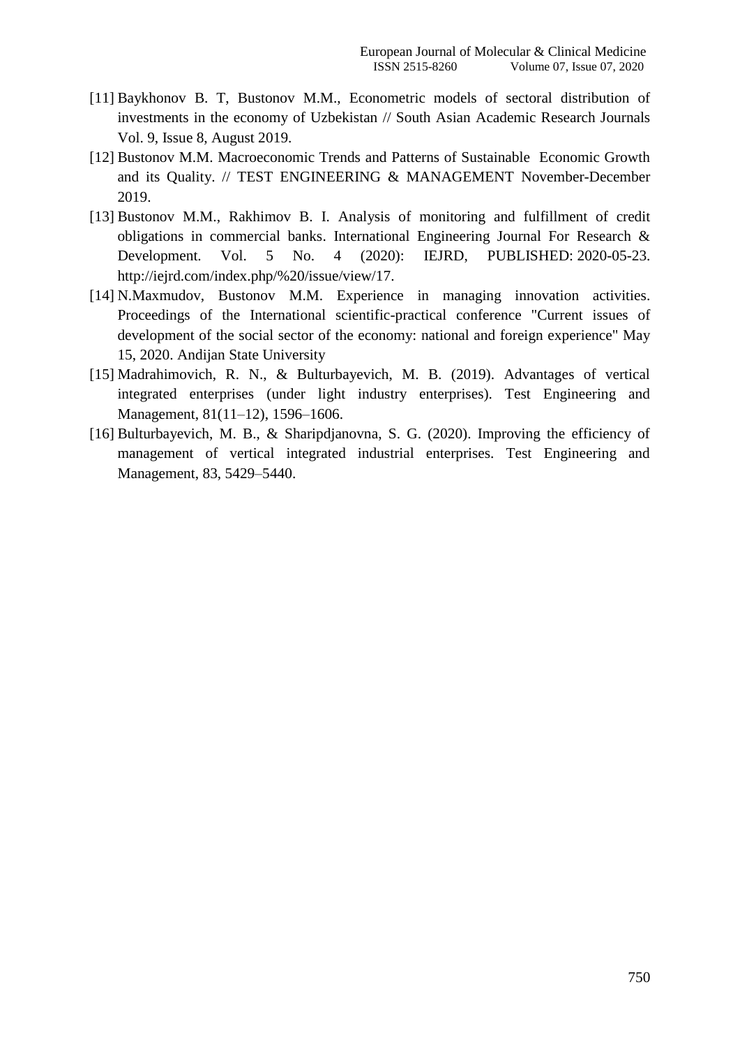[11] Baykhonov B. T, Bustonov M.M., Econometric models of sectoral distribution of investments in the economy of Uzbekistan // South Asian Academic Research Journals Vol. 9, Issue 8, August 2019.

[12] Bustonov M.M. Macroeconomic Trends and Patterns of Sustainable Economic Growth and its Quality. // TEST ENGINEERING & MANAGEMENT November-December 2019.

[13] Bustonov M.M., Rakhimov B. I. Analysis of monitoring and fulfillment of credit obligations in commercial banks. International Engineering Journal For Research & Development. Vol. 5 No. 4 (2020): IEJRD, PUBLISHED: 2020-05-23. http://iejrd.com/index.php/%20/issue/view/17.

[14] N.Maxmudov, Bustonov M.M. Experience in managing innovation activities. Proceedings of the International scientific-practical conference "Current issues of development of the social sector of the economy: national and foreign experience" May 15, 2020. Andijan State University

[15] Madrahimovich, R. N., & Bulturbayevich, M. B. (2019). Advantages of vertical integrated enterprises (under light industry enterprises). Test Engineering and Management, 81(11–12), 1596–1606.

[16] Bulturbayevich, M. B., & Sharipdjanovna, S. G. (2020). Improving the efficiency of management of vertical integrated industrial enterprises. Test Engineering and Management, 83, 5429–5440.